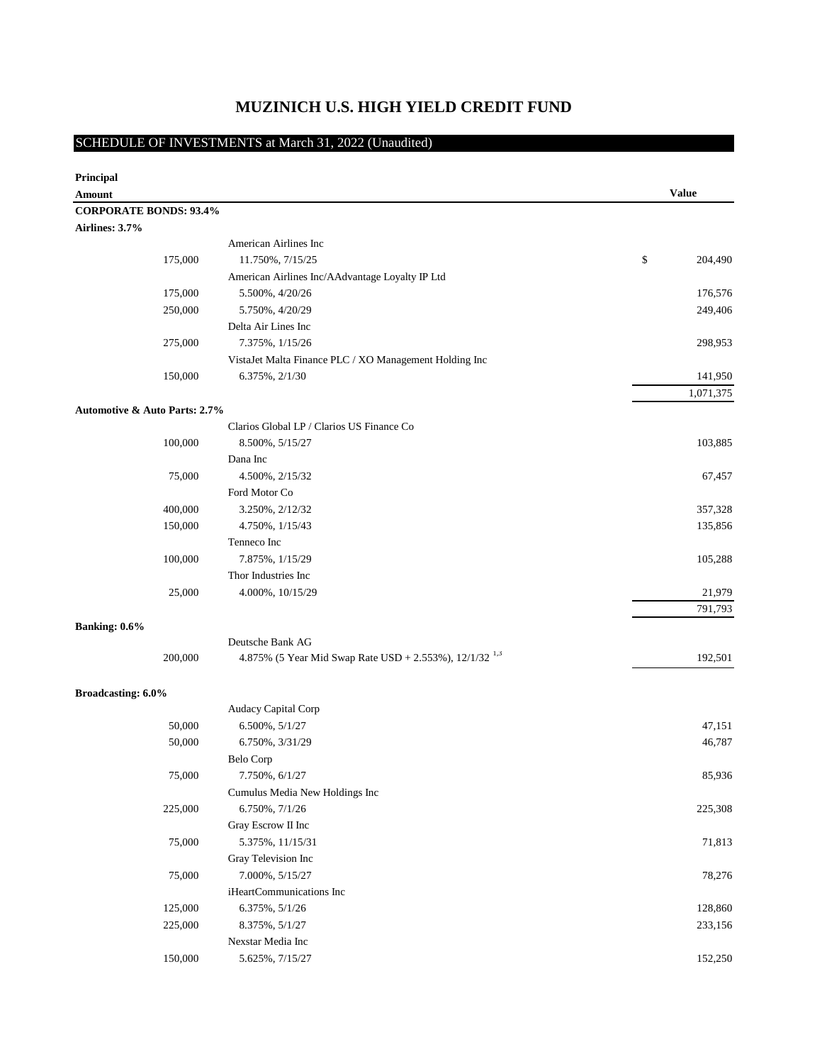# MUZINICH U.S. HIGH YIELD CREDIT FUND

## SCHEDULE OF INVESTMENTS at March 31, 2022 (Unaudited)

| Principal Amount | | Value |
|---|---|---|
| **CORPORATE BONDS: 93.4%** | | |
| **Airlines: 3.7%** | | |
| | American Airlines Inc | |
| 175,000 | 11.750%, 7/15/25 | $ 204,490 |
| | American Airlines Inc/AAdvantage Loyalty IP Ltd | |
| 175,000 | 5.500%, 4/20/26 | 176,576 |
| 250,000 | 5.750%, 4/20/29 | 249,406 |
| | Delta Air Lines Inc | |
| 275,000 | 7.375%, 1/15/26 | 298,953 |
| | VistaJet Malta Finance PLC / XO Management Holding Inc | |
| 150,000 | 6.375%, 2/1/30 | 141,950 |
| | | 1,071,375 |
| **Automotive & Auto Parts: 2.7%** | | |
| | Clarios Global LP / Clarios US Finance Co | |
| 100,000 | 8.500%, 5/15/27 | 103,885 |
| | Dana Inc | |
| 75,000 | 4.500%, 2/15/32 | 67,457 |
| | Ford Motor Co | |
| 400,000 | 3.250%, 2/12/32 | 357,328 |
| 150,000 | 4.750%, 1/15/43 | 135,856 |
| | Tenneco Inc | |
| 100,000 | 7.875%, 1/15/29 | 105,288 |
| | Thor Industries Inc | |
| 25,000 | 4.000%, 10/15/29 | 21,979 |
| | | 791,793 |
| **Banking: 0.6%** | | |
| | Deutsche Bank AG | |
| 200,000 | 4.875% (5 Year Mid Swap Rate USD + 2.553%), 12/1/32 [1,3] | 192,501 |
| **Broadcasting: 6.0%** | | |
| | Audacy Capital Corp | |
| 50,000 | 6.500%, 5/1/27 | 47,151 |
| 50,000 | 6.750%, 3/31/29 | 46,787 |
| | Belo Corp | |
| 75,000 | 7.750%, 6/1/27 | 85,936 |
| | Cumulus Media New Holdings Inc | |
| 225,000 | 6.750%, 7/1/26 | 225,308 |
| | Gray Escrow II Inc | |
| 75,000 | 5.375%, 11/15/31 | 71,813 |
| | Gray Television Inc | |
| 75,000 | 7.000%, 5/15/27 | 78,276 |
| | iHeartCommunications Inc | |
| 125,000 | 6.375%, 5/1/26 | 128,860 |
| 225,000 | 8.375%, 5/1/27 | 233,156 |
| | Nexstar Media Inc | |
| 150,000 | 5.625%, 7/15/27 | 152,250 |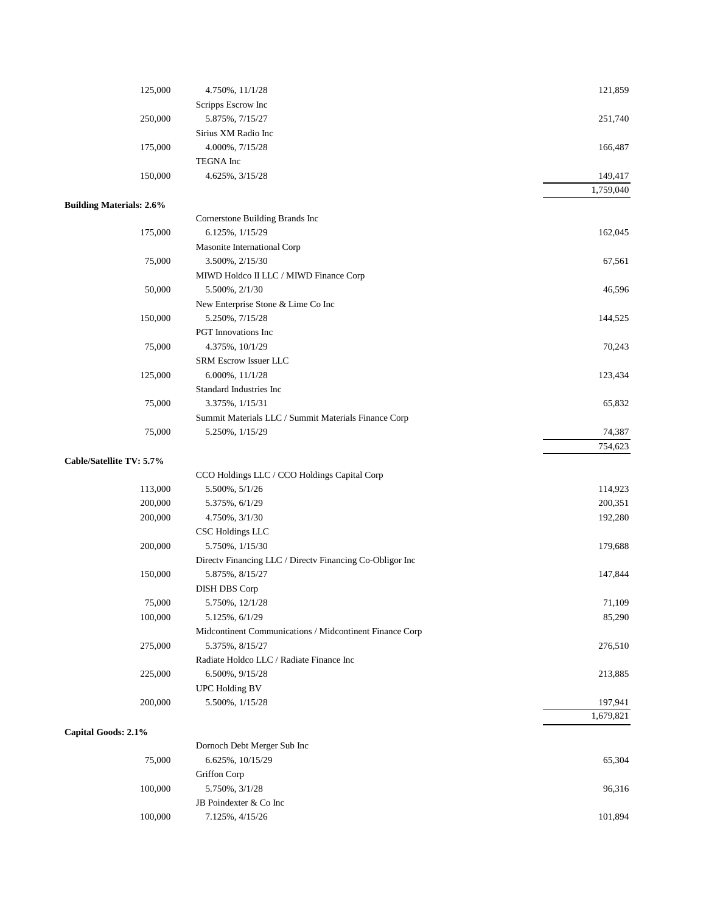| | | |
|---|---|---|
| 125,000 | 4.750%, 11/1/28 | 121,859 |
| | Scripps Escrow Inc | |
| 250,000 | 5.875%, 7/15/27 | 251,740 |
| | Sirius XM Radio Inc | |
| 175,000 | 4.000%, 7/15/28 | 166,487 |
| | TEGNA Inc | |
| 150,000 | 4.625%, 3/15/28 | 149,417 |
| | | 1,759,040 |
| **Building Materials: 2.6%** | | |
| | Cornerstone Building Brands Inc | |
| 175,000 | 6.125%, 1/15/29 | 162,045 |
| | Masonite International Corp | |
| 75,000 | 3.500%, 2/15/30 | 67,561 |
| | MIWD Holdco II LLC / MIWD Finance Corp | |
| 50,000 | 5.500%, 2/1/30 | 46,596 |
| | New Enterprise Stone & Lime Co Inc | |
| 150,000 | 5.250%, 7/15/28 | 144,525 |
| | PGT Innovations Inc | |
| 75,000 | 4.375%, 10/1/29 | 70,243 |
| | SRM Escrow Issuer LLC | |
| 125,000 | 6.000%, 11/1/28 | 123,434 |
| | Standard Industries Inc | |
| 75,000 | 3.375%, 1/15/31 | 65,832 |
| | Summit Materials LLC / Summit Materials Finance Corp | |
| 75,000 | 5.250%, 1/15/29 | 74,387 |
| | | 754,623 |
| **Cable/Satellite TV: 5.7%** | | |
| | CCO Holdings LLC / CCO Holdings Capital Corp | |
| 113,000 | 5.500%, 5/1/26 | 114,923 |
| 200,000 | 5.375%, 6/1/29 | 200,351 |
| 200,000 | 4.750%, 3/1/30 | 192,280 |
| | CSC Holdings LLC | |
| 200,000 | 5.750%, 1/15/30 | 179,688 |
| | Directv Financing LLC / Directv Financing Co-Obligor Inc | |
| 150,000 | 5.875%, 8/15/27 | 147,844 |
| | DISH DBS Corp | |
| 75,000 | 5.750%, 12/1/28 | 71,109 |
| 100,000 | 5.125%, 6/1/29 | 85,290 |
| | Midcontinent Communications / Midcontinent Finance Corp | |
| 275,000 | 5.375%, 8/15/27 | 276,510 |
| | Radiate Holdco LLC / Radiate Finance Inc | |
| 225,000 | 6.500%, 9/15/28 | 213,885 |
| | UPC Holding BV | |
| 200,000 | 5.500%, 1/15/28 | 197,941 |
| | | 1,679,821 |
| **Capital Goods: 2.1%** | | |
| | Dornoch Debt Merger Sub Inc | |
| 75,000 | 6.625%, 10/15/29 | 65,304 |
| | Griffon Corp | |
| 100,000 | 5.750%, 3/1/28 | 96,316 |
| | JB Poindexter & Co Inc | |
| 100,000 | 7.125%, 4/15/26 | 101,894 |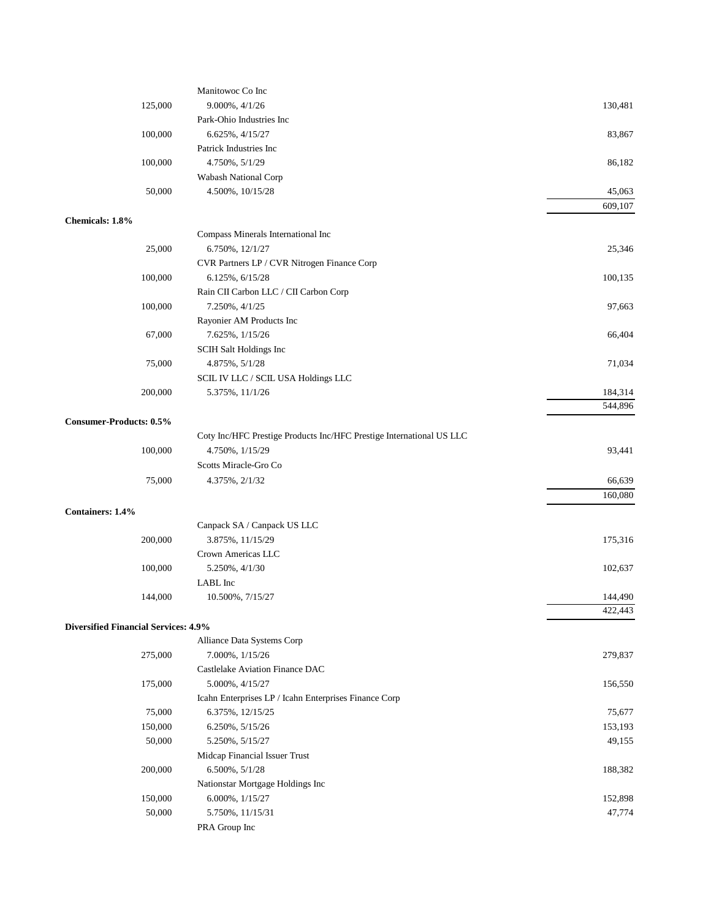| Principal Amount | Description | Value |
|---|---|---|
| | Manitowoc Co Inc | |
| 125,000 | 9.000%, 4/1/26 | 130,481 |
| | Park-Ohio Industries Inc | |
| 100,000 | 6.625%, 4/15/27 | 83,867 |
| | Patrick Industries Inc | |
| 100,000 | 4.750%, 5/1/29 | 86,182 |
| | Wabash National Corp | |
| 50,000 | 4.500%, 10/15/28 | 45,063 |
| | | 609,107 |
| **Chemicals: 1.8%** | | |
| | Compass Minerals International Inc | |
| 25,000 | 6.750%, 12/1/27 | 25,346 |
| | CVR Partners LP / CVR Nitrogen Finance Corp | |
| 100,000 | 6.125%, 6/15/28 | 100,135 |
| | Rain CII Carbon LLC / CII Carbon Corp | |
| 100,000 | 7.250%, 4/1/25 | 97,663 |
| | Rayonier AM Products Inc | |
| 67,000 | 7.625%, 1/15/26 | 66,404 |
| | SCIH Salt Holdings Inc | |
| 75,000 | 4.875%, 5/1/28 | 71,034 |
| | SCIL IV LLC / SCIL USA Holdings LLC | |
| 200,000 | 5.375%, 11/1/26 | 184,314 |
| | | 544,896 |
| **Consumer-Products: 0.5%** | | |
| | Coty Inc/HFC Prestige Products Inc/HFC Prestige International US LLC | |
| 100,000 | 4.750%, 1/15/29 | 93,441 |
| | Scotts Miracle-Gro Co | |
| 75,000 | 4.375%, 2/1/32 | 66,639 |
| | | 160,080 |
| **Containers: 1.4%** | | |
| | Canpack SA / Canpack US LLC | |
| 200,000 | 3.875%, 11/15/29 | 175,316 |
| | Crown Americas LLC | |
| 100,000 | 5.250%, 4/1/30 | 102,637 |
| | LABL Inc | |
| 144,000 | 10.500%, 7/15/27 | 144,490 |
| | | 422,443 |
| **Diversified Financial Services: 4.9%** | | |
| | Alliance Data Systems Corp | |
| 275,000 | 7.000%, 1/15/26 | 279,837 |
| | Castlelake Aviation Finance DAC | |
| 175,000 | 5.000%, 4/15/27 | 156,550 |
| | Icahn Enterprises LP / Icahn Enterprises Finance Corp | |
| 75,000 | 6.375%, 12/15/25 | 75,677 |
| 150,000 | 6.250%, 5/15/26 | 153,193 |
| 50,000 | 5.250%, 5/15/27 | 49,155 |
| | Midcap Financial Issuer Trust | |
| 200,000 | 6.500%, 5/1/28 | 188,382 |
| | Nationstar Mortgage Holdings Inc | |
| 150,000 | 6.000%, 1/15/27 | 152,898 |
| 50,000 | 5.750%, 11/15/31 | 47,774 |
| | PRA Group Inc | |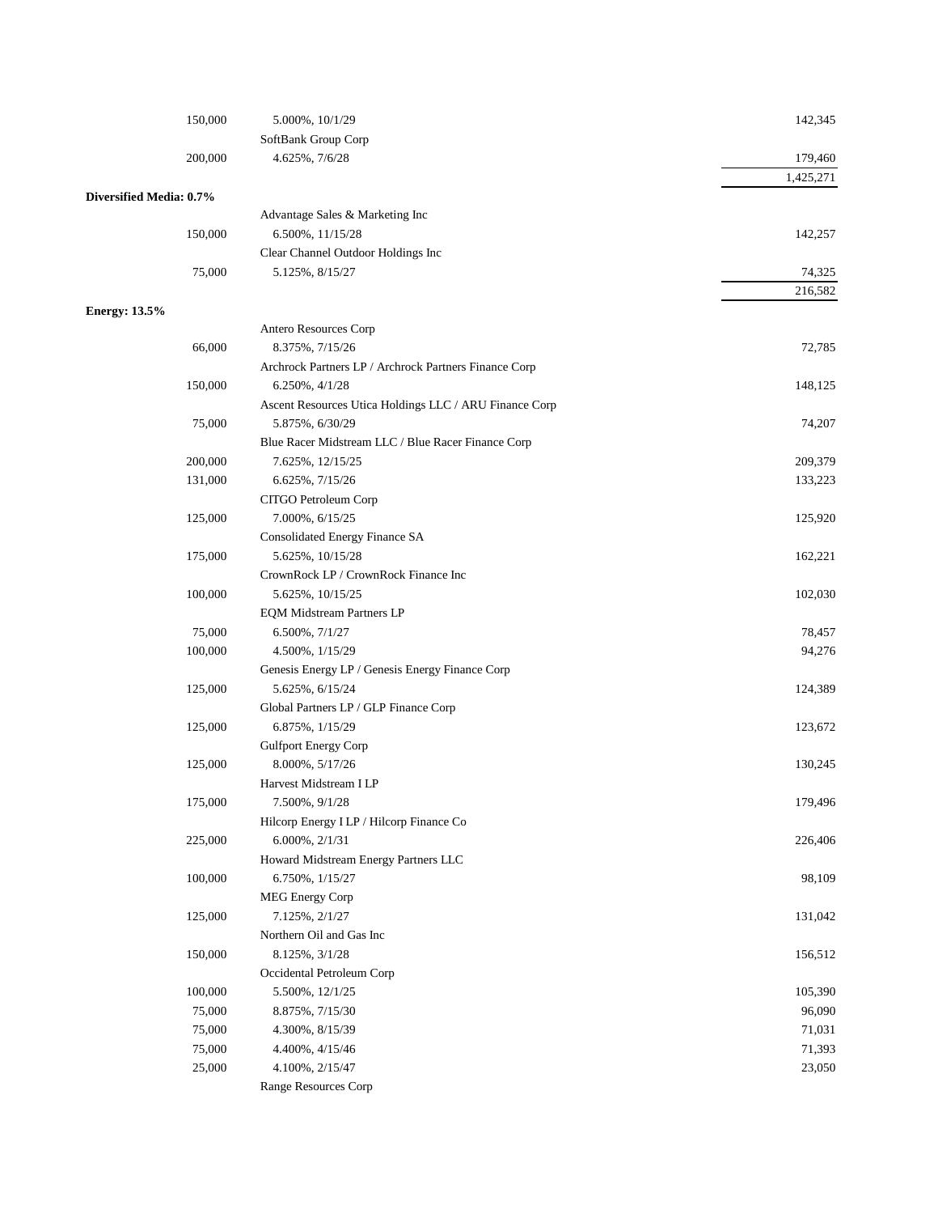| | | |
|---|---|---|
| 150,000 | 5.000%, 10/1/29 | 142,345 |
| | SoftBank Group Corp | |
| 200,000 | 4.625%, 7/6/28 | 179,460 |
| | | 1,425,271 |
| **Diversified Media: 0.7%** | | |
| | Advantage Sales & Marketing Inc | |
| 150,000 | 6.500%, 11/15/28 | 142,257 |
| | Clear Channel Outdoor Holdings Inc | |
| 75,000 | 5.125%, 8/15/27 | 74,325 |
| | | 216,582 |
| **Energy: 13.5%** | | |
| | Antero Resources Corp | |
| 66,000 | 8.375%, 7/15/26 | 72,785 |
| | Archrock Partners LP / Archrock Partners Finance Corp | |
| 150,000 | 6.250%, 4/1/28 | 148,125 |
| | Ascent Resources Utica Holdings LLC / ARU Finance Corp | |
| 75,000 | 5.875%, 6/30/29 | 74,207 |
| | Blue Racer Midstream LLC / Blue Racer Finance Corp | |
| 200,000 | 7.625%, 12/15/25 | 209,379 |
| 131,000 | 6.625%, 7/15/26 | 133,223 |
| | CITGO Petroleum Corp | |
| 125,000 | 7.000%, 6/15/25 | 125,920 |
| | Consolidated Energy Finance SA | |
| 175,000 | 5.625%, 10/15/28 | 162,221 |
| | CrownRock LP / CrownRock Finance Inc | |
| 100,000 | 5.625%, 10/15/25 | 102,030 |
| | EQM Midstream Partners LP | |
| 75,000 | 6.500%, 7/1/27 | 78,457 |
| 100,000 | 4.500%, 1/15/29 | 94,276 |
| | Genesis Energy LP / Genesis Energy Finance Corp | |
| 125,000 | 5.625%, 6/15/24 | 124,389 |
| | Global Partners LP / GLP Finance Corp | |
| 125,000 | 6.875%, 1/15/29 | 123,672 |
| | Gulfport Energy Corp | |
| 125,000 | 8.000%, 5/17/26 | 130,245 |
| | Harvest Midstream I LP | |
| 175,000 | 7.500%, 9/1/28 | 179,496 |
| | Hilcorp Energy I LP / Hilcorp Finance Co | |
| 225,000 | 6.000%, 2/1/31 | 226,406 |
| | Howard Midstream Energy Partners LLC | |
| 100,000 | 6.750%, 1/15/27 | 98,109 |
| | MEG Energy Corp | |
| 125,000 | 7.125%, 2/1/27 | 131,042 |
| | Northern Oil and Gas Inc | |
| 150,000 | 8.125%, 3/1/28 | 156,512 |
| | Occidental Petroleum Corp | |
| 100,000 | 5.500%, 12/1/25 | 105,390 |
| 75,000 | 8.875%, 7/15/30 | 96,090 |
| 75,000 | 4.300%, 8/15/39 | 71,031 |
| 75,000 | 4.400%, 4/15/46 | 71,393 |
| 25,000 | 4.100%, 2/15/47 | 23,050 |
| | Range Resources Corp | |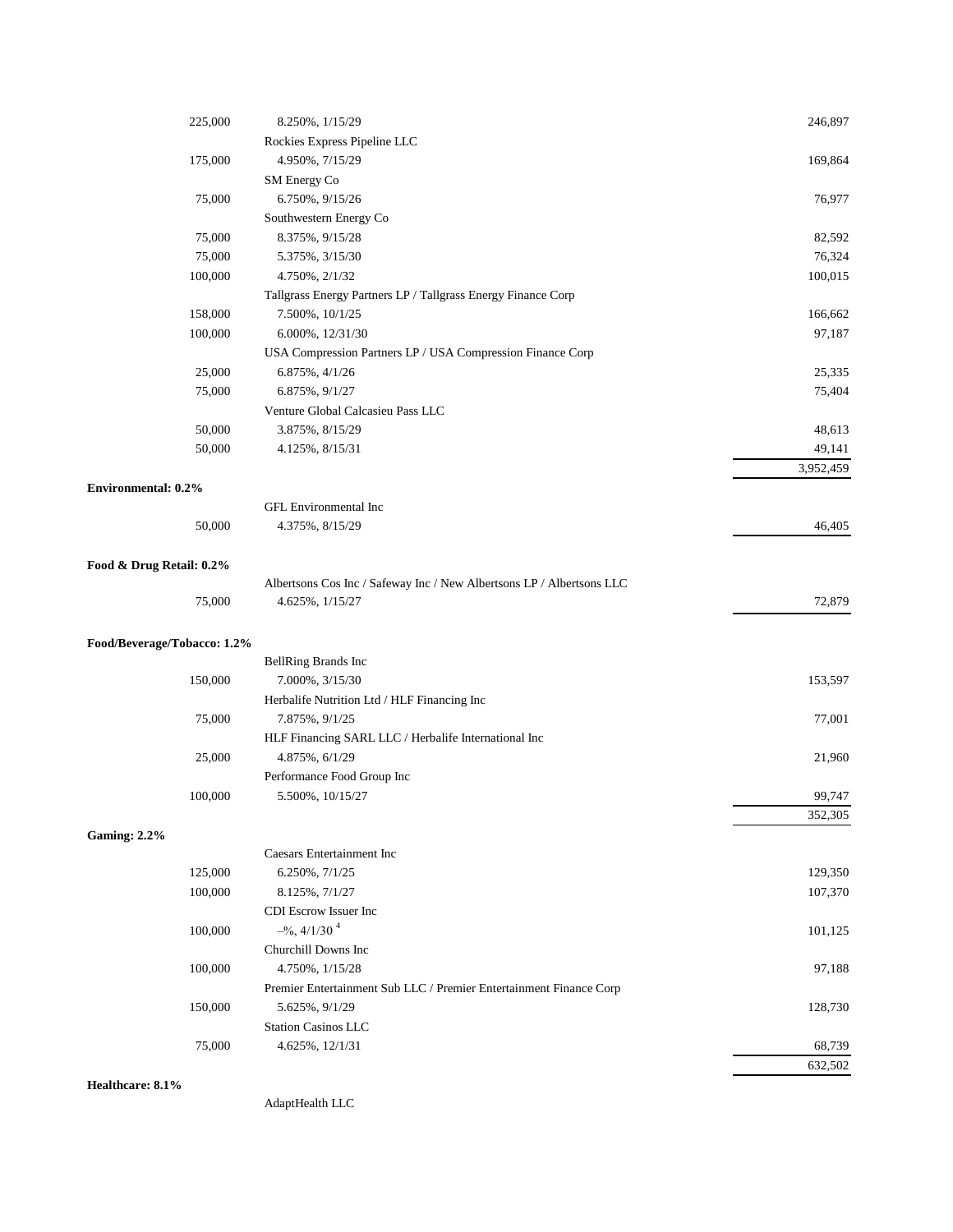| | | |
|---|---|---|
| 225,000 | 8.250%, 1/15/29 | 246,897 |
| | Rockies Express Pipeline LLC | |
| 175,000 | 4.950%, 7/15/29 | 169,864 |
| | SM Energy Co | |
| 75,000 | 6.750%, 9/15/26 | 76,977 |
| | Southwestern Energy Co | |
| 75,000 | 8.375%, 9/15/28 | 82,592 |
| 75,000 | 5.375%, 3/15/30 | 76,324 |
| 100,000 | 4.750%, 2/1/32 | 100,015 |
| | Tallgrass Energy Partners LP / Tallgrass Energy Finance Corp | |
| 158,000 | 7.500%, 10/1/25 | 166,662 |
| 100,000 | 6.000%, 12/31/30 | 97,187 |
| | USA Compression Partners LP / USA Compression Finance Corp | |
| 25,000 | 6.875%, 4/1/26 | 25,335 |
| 75,000 | 6.875%, 9/1/27 | 75,404 |
| | Venture Global Calcasieu Pass LLC | |
| 50,000 | 3.875%, 8/15/29 | 48,613 |
| 50,000 | 4.125%, 8/15/31 | 49,141 |
| | | 3,952,459 |
| **Environmental: 0.2%** | | |
| | GFL Environmental Inc | |
| 50,000 | 4.375%, 8/15/29 | 46,405 |
| **Food & Drug Retail: 0.2%** | | |
| | Albertsons Cos Inc / Safeway Inc / New Albertsons LP / Albertsons LLC | |
| 75,000 | 4.625%, 1/15/27 | 72,879 |
| **Food/Beverage/Tobacco: 1.2%** | | |
| | BellRing Brands Inc | |
| 150,000 | 7.000%, 3/15/30 | 153,597 |
| | Herbalife Nutrition Ltd / HLF Financing Inc | |
| 75,000 | 7.875%, 9/1/25 | 77,001 |
| | HLF Financing SARL LLC / Herbalife International Inc | |
| 25,000 | 4.875%, 6/1/29 | 21,960 |
| | Performance Food Group Inc | |
| 100,000 | 5.500%, 10/15/27 | 99,747 |
| | | 352,305 |
| **Gaming: 2.2%** | | |
| | Caesars Entertainment Inc | |
| 125,000 | 6.250%, 7/1/25 | 129,350 |
| 100,000 | 8.125%, 7/1/27 | 107,370 |
| | CDI Escrow Issuer Inc | |
| 100,000 | –%, 4/1/30 [4] | 101,125 |
| | Churchill Downs Inc | |
| 100,000 | 4.750%, 1/15/28 | 97,188 |
| | Premier Entertainment Sub LLC / Premier Entertainment Finance Corp | |
| 150,000 | 5.625%, 9/1/29 | 128,730 |
| | Station Casinos LLC | |
| 75,000 | 4.625%, 12/1/31 | 68,739 |
| | | 632,502 |
| **Healthcare: 8.1%** | | |
| | AdaptHealth LLC | |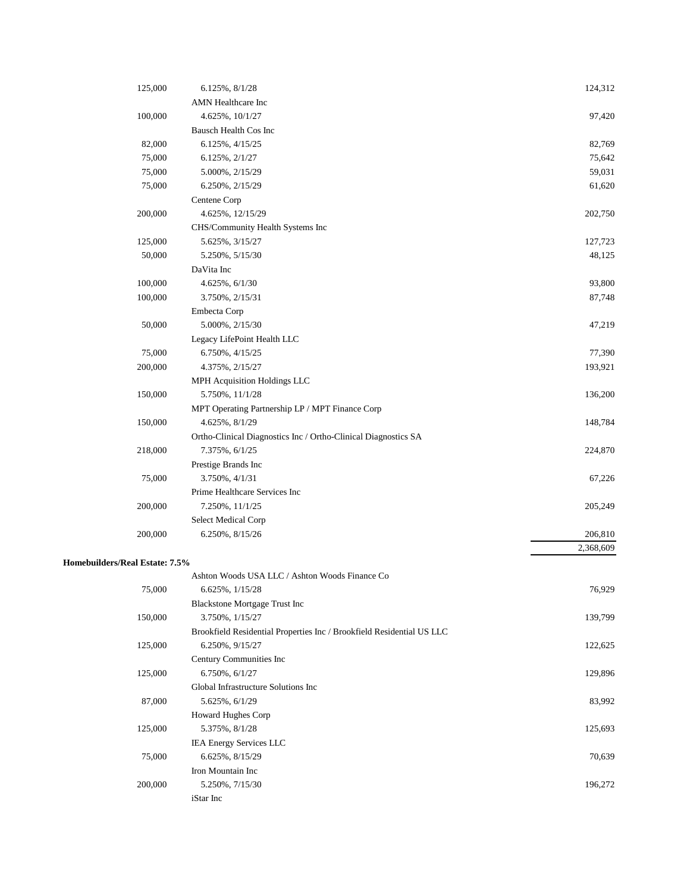| Principal Amount | Description | Value |
|---|---|---|
| 125,000 | 6.125%, 8/1/28 | 124,312 |
| | AMN Healthcare Inc | |
| 100,000 | 4.625%, 10/1/27 | 97,420 |
| | Bausch Health Cos Inc | |
| 82,000 | 6.125%, 4/15/25 | 82,769 |
| 75,000 | 6.125%, 2/1/27 | 75,642 |
| 75,000 | 5.000%, 2/15/29 | 59,031 |
| 75,000 | 6.250%, 2/15/29 | 61,620 |
| | Centene Corp | |
| 200,000 | 4.625%, 12/15/29 | 202,750 |
| | CHS/Community Health Systems Inc | |
| 125,000 | 5.625%, 3/15/27 | 127,723 |
| 50,000 | 5.250%, 5/15/30 | 48,125 |
| | DaVita Inc | |
| 100,000 | 4.625%, 6/1/30 | 93,800 |
| 100,000 | 3.750%, 2/15/31 | 87,748 |
| | Embecta Corp | |
| 50,000 | 5.000%, 2/15/30 | 47,219 |
| | Legacy LifePoint Health LLC | |
| 75,000 | 6.750%, 4/15/25 | 77,390 |
| 200,000 | 4.375%, 2/15/27 | 193,921 |
| | MPH Acquisition Holdings LLC | |
| 150,000 | 5.750%, 11/1/28 | 136,200 |
| | MPT Operating Partnership LP / MPT Finance Corp | |
| 150,000 | 4.625%, 8/1/29 | 148,784 |
| | Ortho-Clinical Diagnostics Inc / Ortho-Clinical Diagnostics SA | |
| 218,000 | 7.375%, 6/1/25 | 224,870 |
| | Prestige Brands Inc | |
| 75,000 | 3.750%, 4/1/31 | 67,226 |
| | Prime Healthcare Services Inc | |
| 200,000 | 7.250%, 11/1/25 | 205,249 |
| | Select Medical Corp | |
| 200,000 | 6.250%, 8/15/26 | 206,810 |
| | | 2,368,609 |
| **Homebuilders/Real Estate: 7.5%** | | |
| | Ashton Woods USA LLC / Ashton Woods Finance Co | |
| 75,000 | 6.625%, 1/15/28 | 76,929 |
| | Blackstone Mortgage Trust Inc | |
| 150,000 | 3.750%, 1/15/27 | 139,799 |
| | Brookfield Residential Properties Inc / Brookfield Residential US LLC | |
| 125,000 | 6.250%, 9/15/27 | 122,625 |
| | Century Communities Inc | |
| 125,000 | 6.750%, 6/1/27 | 129,896 |
| | Global Infrastructure Solutions Inc | |
| 87,000 | 5.625%, 6/1/29 | 83,992 |
| | Howard Hughes Corp | |
| 125,000 | 5.375%, 8/1/28 | 125,693 |
| | IEA Energy Services LLC | |
| 75,000 | 6.625%, 8/15/29 | 70,639 |
| | Iron Mountain Inc | |
| 200,000 | 5.250%, 7/15/30 | 196,272 |
| | iStar Inc | |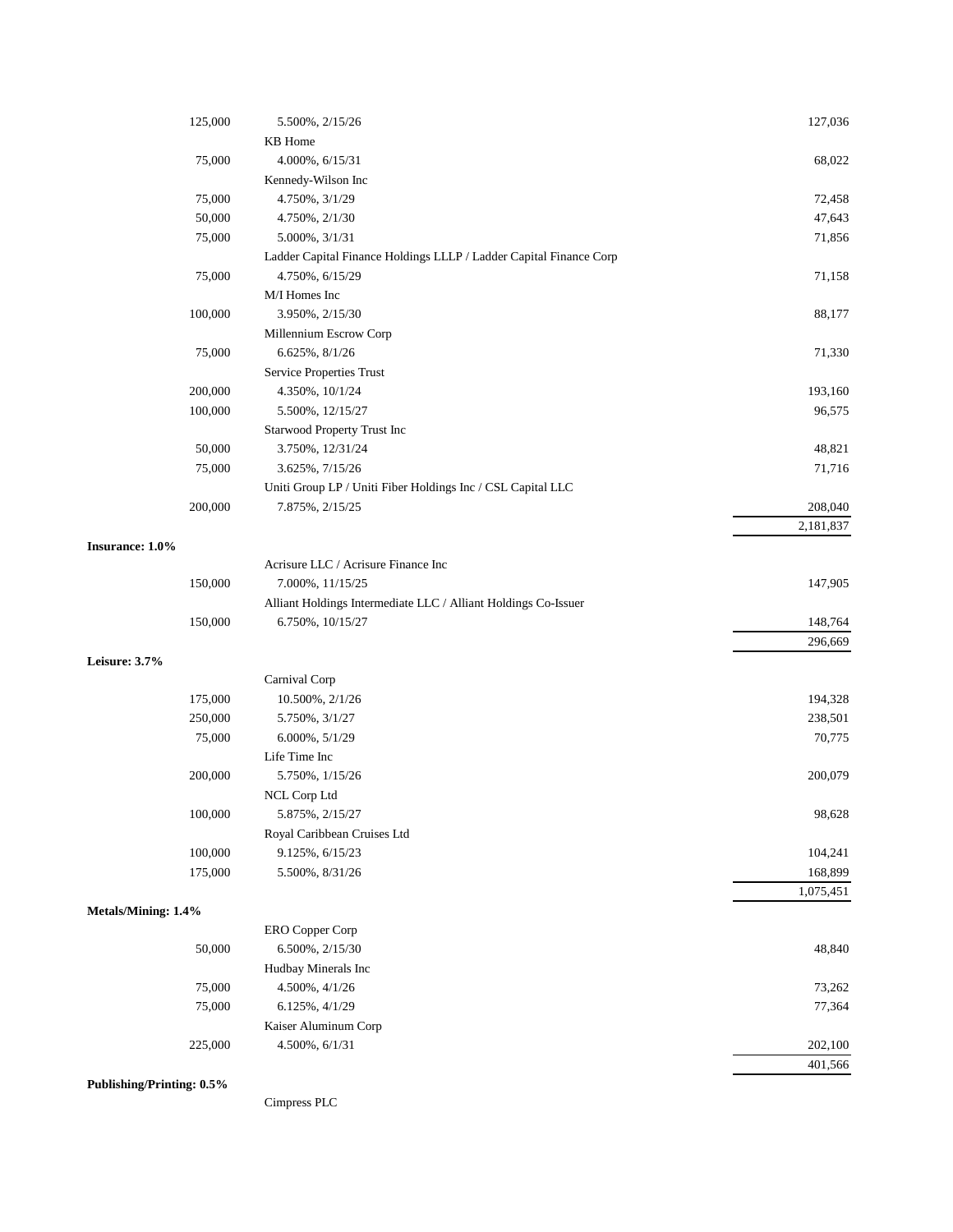| | | |
|---|---|---|
| | 125,000 5.500%, 2/15/26 | 127,036 |
| | KB Home | |
| | 75,000 4.000%, 6/15/31 | 68,022 |
| | Kennedy-Wilson Inc | |
| | 75,000 4.750%, 3/1/29 | 72,458 |
| | 50,000 4.750%, 2/1/30 | 47,643 |
| | 75,000 5.000%, 3/1/31 | 71,856 |
| | Ladder Capital Finance Holdings LLLP / Ladder Capital Finance Corp | |
| | 75,000 4.750%, 6/15/29 | 71,158 |
| | M/I Homes Inc | |
| | 100,000 3.950%, 2/15/30 | 88,177 |
| | Millennium Escrow Corp | |
| | 75,000 6.625%, 8/1/26 | 71,330 |
| | Service Properties Trust | |
| | 200,000 4.350%, 10/1/24 | 193,160 |
| | 100,000 5.500%, 12/15/27 | 96,575 |
| | Starwood Property Trust Inc | |
| | 50,000 3.750%, 12/31/24 | 48,821 |
| | 75,000 3.625%, 7/15/26 | 71,716 |
| | Uniti Group LP / Uniti Fiber Holdings Inc / CSL Capital LLC | |
| | 200,000 7.875%, 2/15/25 | 208,040 |
| | | 2,181,837 |
| **Insurance: 1.0%** | | |
| | Acrisure LLC / Acrisure Finance Inc | |
| | 150,000 7.000%, 11/15/25 | 147,905 |
| | Alliant Holdings Intermediate LLC / Alliant Holdings Co-Issuer | |
| | 150,000 6.750%, 10/15/27 | 148,764 |
| | | 296,669 |
| **Leisure: 3.7%** | | |
| | Carnival Corp | |
| | 175,000 10.500%, 2/1/26 | 194,328 |
| | 250,000 5.750%, 3/1/27 | 238,501 |
| | 75,000 6.000%, 5/1/29 | 70,775 |
| | Life Time Inc | |
| | 200,000 5.750%, 1/15/26 | 200,079 |
| | NCL Corp Ltd | |
| | 100,000 5.875%, 2/15/27 | 98,628 |
| | Royal Caribbean Cruises Ltd | |
| | 100,000 9.125%, 6/15/23 | 104,241 |
| | 175,000 5.500%, 8/31/26 | 168,899 |
| | | 1,075,451 |
| **Metals/Mining: 1.4%** | | |
| | ERO Copper Corp | |
| | 50,000 6.500%, 2/15/30 | 48,840 |
| | Hudbay Minerals Inc | |
| | 75,000 4.500%, 4/1/26 | 73,262 |
| | 75,000 6.125%, 4/1/29 | 77,364 |
| | Kaiser Aluminum Corp | |
| | 225,000 4.500%, 6/1/31 | 202,100 |
| | | 401,566 |
| **Publishing/Printing: 0.5%** | | |
| | Cimpress PLC | |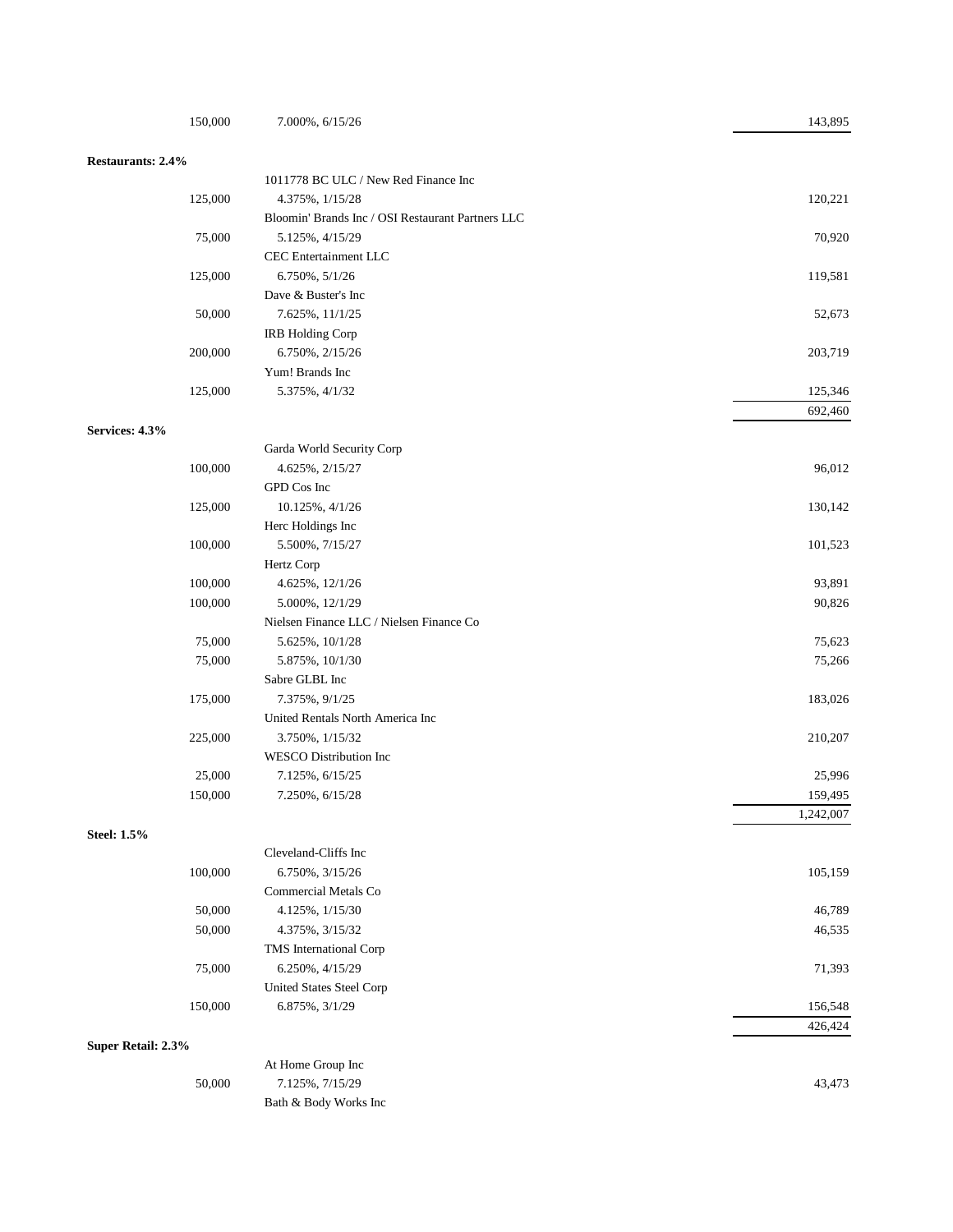| | | |
|---|---|---|
| 150,000 | 7.000%, 6/15/26 | 143,895 |
| **Restaurants: 2.4%** | | |
| | 1011778 BC ULC / New Red Finance Inc | |
| 125,000 | 4.375%, 1/15/28 | 120,221 |
| | Bloomin' Brands Inc / OSI Restaurant Partners LLC | |
| 75,000 | 5.125%, 4/15/29 | 70,920 |
| | CEC Entertainment LLC | |
| 125,000 | 6.750%, 5/1/26 | 119,581 |
| | Dave & Buster's Inc | |
| 50,000 | 7.625%, 11/1/25 | 52,673 |
| | IRB Holding Corp | |
| 200,000 | 6.750%, 2/15/26 | 203,719 |
| | Yum! Brands Inc | |
| 125,000 | 5.375%, 4/1/32 | 125,346 |
| | | 692,460 |
| **Services: 4.3%** | | |
| | Garda World Security Corp | |
| 100,000 | 4.625%, 2/15/27 | 96,012 |
| | GPD Cos Inc | |
| 125,000 | 10.125%, 4/1/26 | 130,142 |
| | Herc Holdings Inc | |
| 100,000 | 5.500%, 7/15/27 | 101,523 |
| | Hertz Corp | |
| 100,000 | 4.625%, 12/1/26 | 93,891 |
| 100,000 | 5.000%, 12/1/29 | 90,826 |
| | Nielsen Finance LLC / Nielsen Finance Co | |
| 75,000 | 5.625%, 10/1/28 | 75,623 |
| 75,000 | 5.875%, 10/1/30 | 75,266 |
| | Sabre GLBL Inc | |
| 175,000 | 7.375%, 9/1/25 | 183,026 |
| | United Rentals North America Inc | |
| 225,000 | 3.750%, 1/15/32 | 210,207 |
| | WESCO Distribution Inc | |
| 25,000 | 7.125%, 6/15/25 | 25,996 |
| 150,000 | 7.250%, 6/15/28 | 159,495 |
| | | 1,242,007 |
| **Steel: 1.5%** | | |
| | Cleveland-Cliffs Inc | |
| 100,000 | 6.750%, 3/15/26 | 105,159 |
| | Commercial Metals Co | |
| 50,000 | 4.125%, 1/15/30 | 46,789 |
| 50,000 | 4.375%, 3/15/32 | 46,535 |
| | TMS International Corp | |
| 75,000 | 6.250%, 4/15/29 | 71,393 |
| | United States Steel Corp | |
| 150,000 | 6.875%, 3/1/29 | 156,548 |
| | | 426,424 |
| **Super Retail: 2.3%** | | |
| | At Home Group Inc | |
| 50,000 | 7.125%, 7/15/29 | 43,473 |
| | Bath & Body Works Inc | |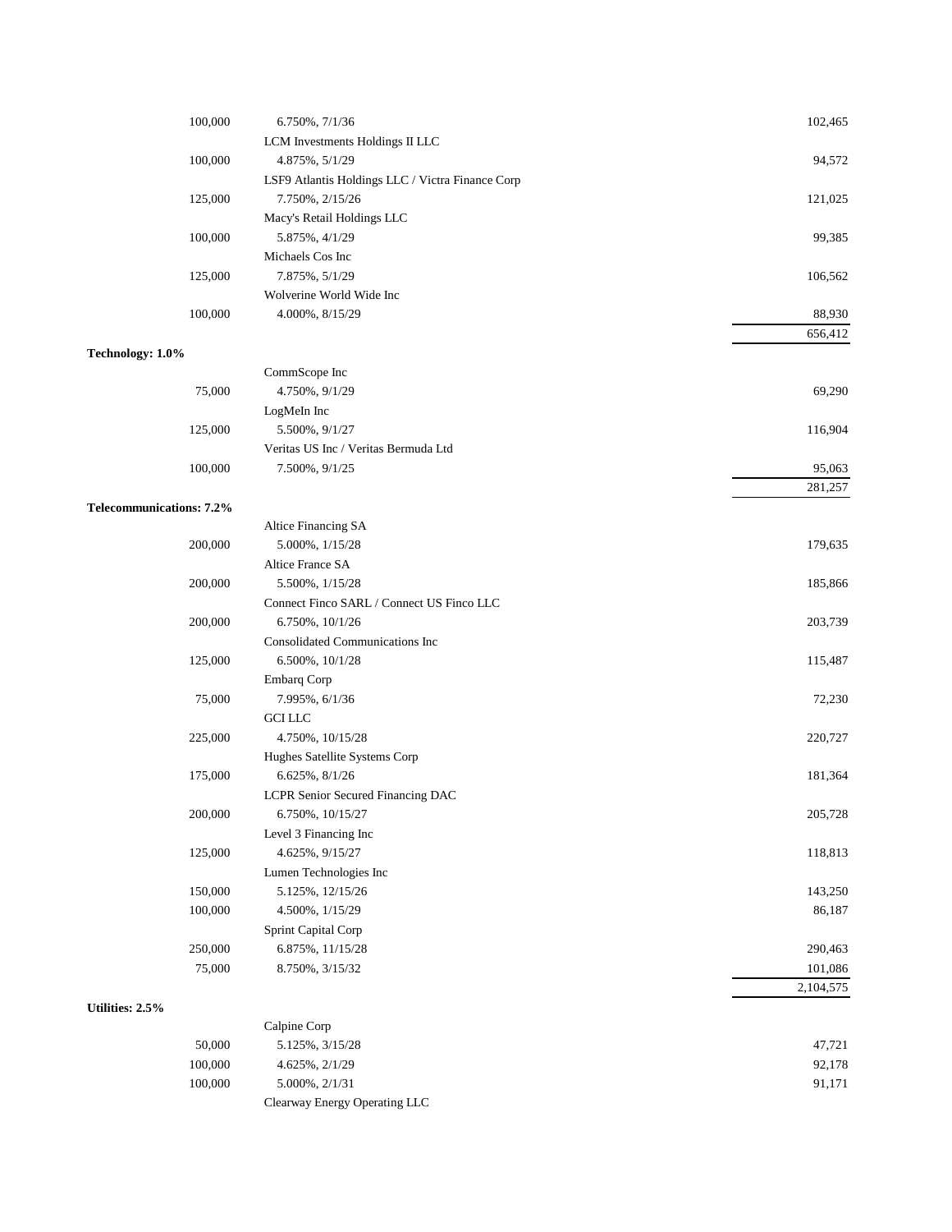| Principal Amount | Description | Value |
|---|---|---|
| 100,000 | 6.750%, 7/1/36 | 102,465 |
| | LCM Investments Holdings II LLC | |
| 100,000 | 4.875%, 5/1/29 | 94,572 |
| | LSF9 Atlantis Holdings LLC / Victra Finance Corp | |
| 125,000 | 7.750%, 2/15/26 | 121,025 |
| | Macy's Retail Holdings LLC | |
| 100,000 | 5.875%, 4/1/29 | 99,385 |
| | Michaels Cos Inc | |
| 125,000 | 7.875%, 5/1/29 | 106,562 |
| | Wolverine World Wide Inc | |
| 100,000 | 4.000%, 8/15/29 | 88,930 |
| | | 656,412 |
| **Technology: 1.0%** | | |
| | CommScope Inc | |
| 75,000 | 4.750%, 9/1/29 | 69,290 |
| | LogMeIn Inc | |
| 125,000 | 5.500%, 9/1/27 | 116,904 |
| | Veritas US Inc / Veritas Bermuda Ltd | |
| 100,000 | 7.500%, 9/1/25 | 95,063 |
| | | 281,257 |
| **Telecommunications: 7.2%** | | |
| | Altice Financing SA | |
| 200,000 | 5.000%, 1/15/28 | 179,635 |
| | Altice France SA | |
| 200,000 | 5.500%, 1/15/28 | 185,866 |
| | Connect Finco SARL / Connect US Finco LLC | |
| 200,000 | 6.750%, 10/1/26 | 203,739 |
| | Consolidated Communications Inc | |
| 125,000 | 6.500%, 10/1/28 | 115,487 |
| | Embarq Corp | |
| 75,000 | 7.995%, 6/1/36 | 72,230 |
| | GCI LLC | |
| 225,000 | 4.750%, 10/15/28 | 220,727 |
| | Hughes Satellite Systems Corp | |
| 175,000 | 6.625%, 8/1/26 | 181,364 |
| | LCPR Senior Secured Financing DAC | |
| 200,000 | 6.750%, 10/15/27 | 205,728 |
| | Level 3 Financing Inc | |
| 125,000 | 4.625%, 9/15/27 | 118,813 |
| | Lumen Technologies Inc | |
| 150,000 | 5.125%, 12/15/26 | 143,250 |
| 100,000 | 4.500%, 1/15/29 | 86,187 |
| | Sprint Capital Corp | |
| 250,000 | 6.875%, 11/15/28 | 290,463 |
| 75,000 | 8.750%, 3/15/32 | 101,086 |
| | | 2,104,575 |
| **Utilities: 2.5%** | | |
| | Calpine Corp | |
| 50,000 | 5.125%, 3/15/28 | 47,721 |
| 100,000 | 4.625%, 2/1/29 | 92,178 |
| 100,000 | 5.000%, 2/1/31 | 91,171 |
| | Clearway Energy Operating LLC | |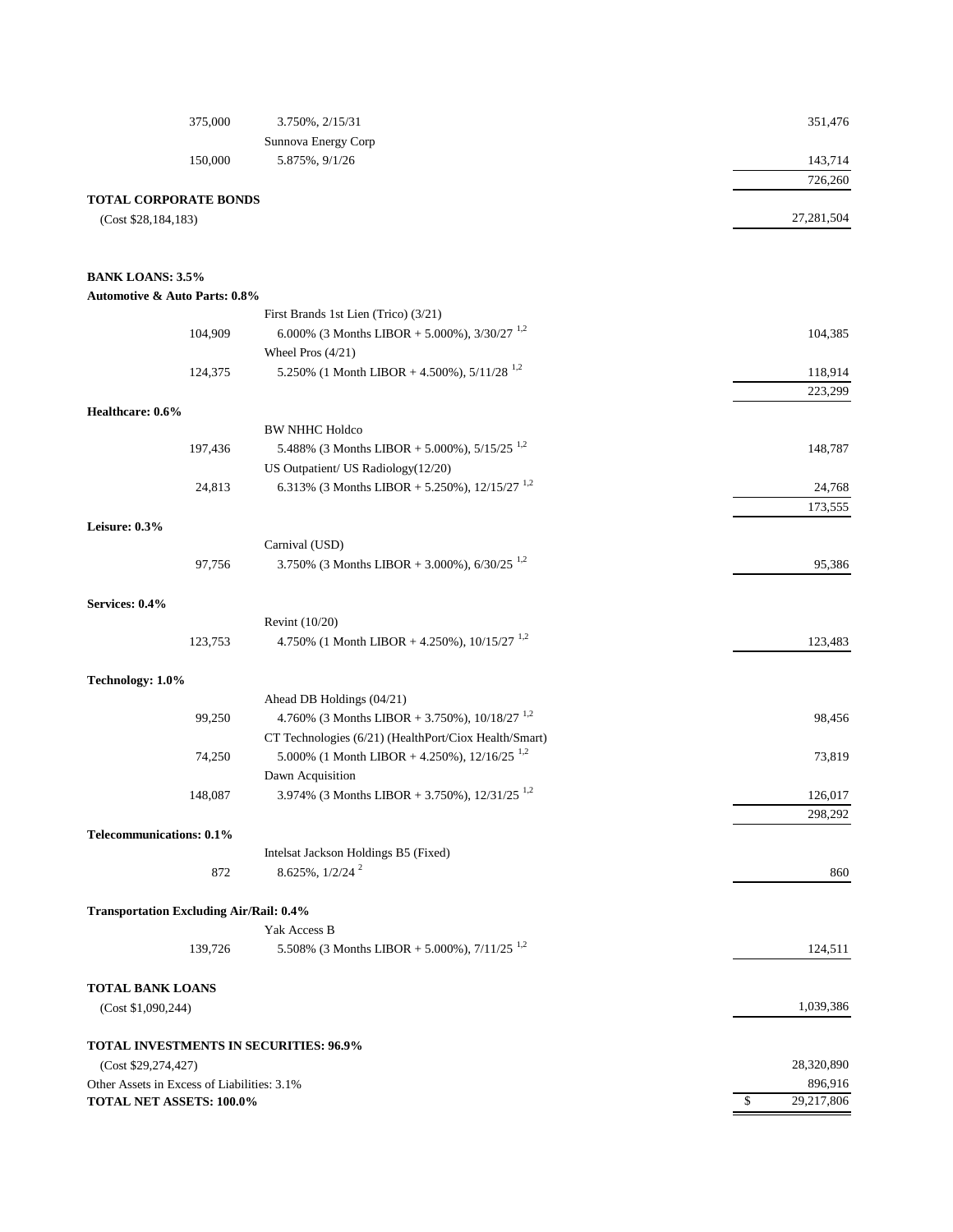| Principal Amount | Security | Value |
|---|---|---|
| 375,000 | 3.750%, 2/15/31 | 351,476 |
| | Sunnova Energy Corp | |
| 150,000 | 5.875%, 9/1/26 | 143,714 |
| | | 726,260 |
| **TOTAL CORPORATE BONDS** | | |
| (Cost $28,184,183) | | 27,281,504 |
| | | |
| **BANK LOANS: 3.5%** | | |
| **Automotive & Auto Parts: 0.8%** | | |
| | First Brands 1st Lien (Trico) (3/21) | |
| 104,909 | 6.000% (3 Months LIBOR + 5.000%), 3/30/27 [1,2] | 104,385 |
| | Wheel Pros (4/21) | |
| 124,375 | 5.250% (1 Month LIBOR + 4.500%), 5/11/28 [1,2] | 118,914 |
| | | 223,299 |
| **Healthcare: 0.6%** | | |
| | BW NHHC Holdco | |
| 197,436 | 5.488% (3 Months LIBOR + 5.000%), 5/15/25 [1,2] | 148,787 |
| | US Outpatient/ US Radiology(12/20) | |
| 24,813 | 6.313% (3 Months LIBOR + 5.250%), 12/15/27 [1,2] | 24,768 |
| | | 173,555 |
| **Leisure: 0.3%** | | |
| | Carnival (USD) | |
| 97,756 | 3.750% (3 Months LIBOR + 3.000%), 6/30/25 [1,2] | 95,386 |
| | | |
| **Services: 0.4%** | | |
| | Revint (10/20) | |
| 123,753 | 4.750% (1 Month LIBOR + 4.250%), 10/15/27 [1,2] | 123,483 |
| | | |
| **Technology: 1.0%** | | |
| | Ahead DB Holdings (04/21) | |
| 99,250 | 4.760% (3 Months LIBOR + 3.750%), 10/18/27 [1,2] | 98,456 |
| | CT Technologies (6/21) (HealthPort/Ciox Health/Smart) | |
| 74,250 | 5.000% (1 Month LIBOR + 4.250%), 12/16/25 [1,2] | 73,819 |
| | Dawn Acquisition | |
| 148,087 | 3.974% (3 Months LIBOR + 3.750%), 12/31/25 [1,2] | 126,017 |
| | | 298,292 |
| **Telecommunications: 0.1%** | | |
| | Intelsat Jackson Holdings B5 (Fixed) | |
| 872 | 8.625%, 1/2/24 [2] | 860 |
| | | |
| **Transportation Excluding Air/Rail: 0.4%** | | |
| | Yak Access B | |
| 139,726 | 5.508% (3 Months LIBOR + 5.000%), 7/11/25 [1,2] | 124,511 |
| | | |
| **TOTAL BANK LOANS** | | |
| (Cost $1,090,244) | | 1,039,386 |
| | | |
| **TOTAL INVESTMENTS IN SECURITIES: 96.9%** | | |
| (Cost $29,274,427) | | 28,320,890 |
| Other Assets in Excess of Liabilities: 3.1% | | 896,916 |
| **TOTAL NET ASSETS: 100.0%** | | $ 29,217,806 |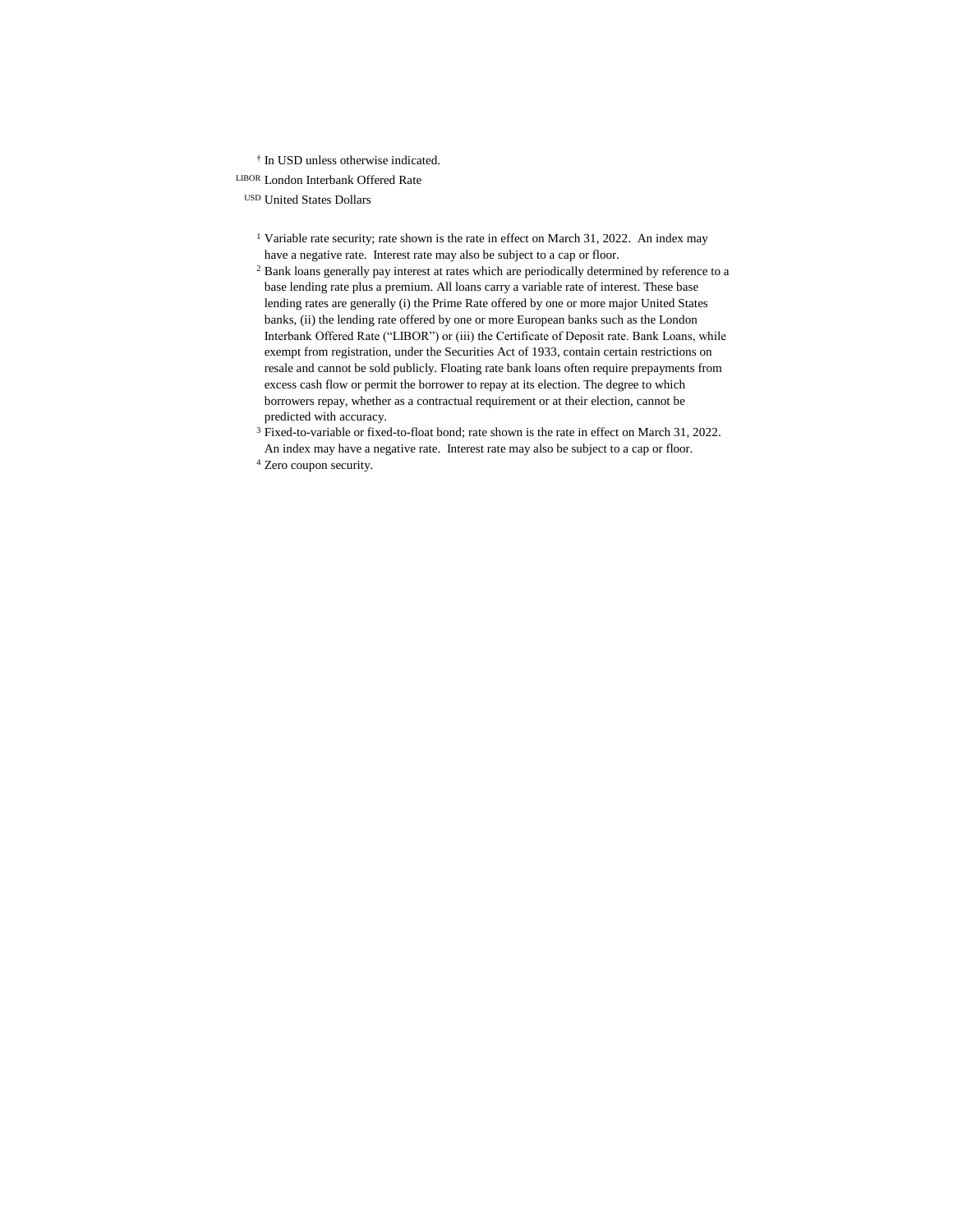† In USD unless otherwise indicated.

LIBOR London Interbank Offered Rate

USD United States Dollars

[1] Variable rate security; rate shown is the rate in effect on March 31, 2022. An index may have a negative rate. Interest rate may also be subject to a cap or floor.

[2] Bank loans generally pay interest at rates which are periodically determined by reference to a base lending rate plus a premium. All loans carry a variable rate of interest. These base lending rates are generally (i) the Prime Rate offered by one or more major United States banks, (ii) the lending rate offered by one or more European banks such as the London Interbank Offered Rate ("LIBOR") or (iii) the Certificate of Deposit rate. Bank Loans, while exempt from registration, under the Securities Act of 1933, contain certain restrictions on resale and cannot be sold publicly. Floating rate bank loans often require prepayments from excess cash flow or permit the borrower to repay at its election. The degree to which borrowers repay, whether as a contractual requirement or at their election, cannot be predicted with accuracy.

[3] Fixed-to-variable or fixed-to-float bond; rate shown is the rate in effect on March 31, 2022. An index may have a negative rate. Interest rate may also be subject to a cap or floor.

[4] Zero coupon security.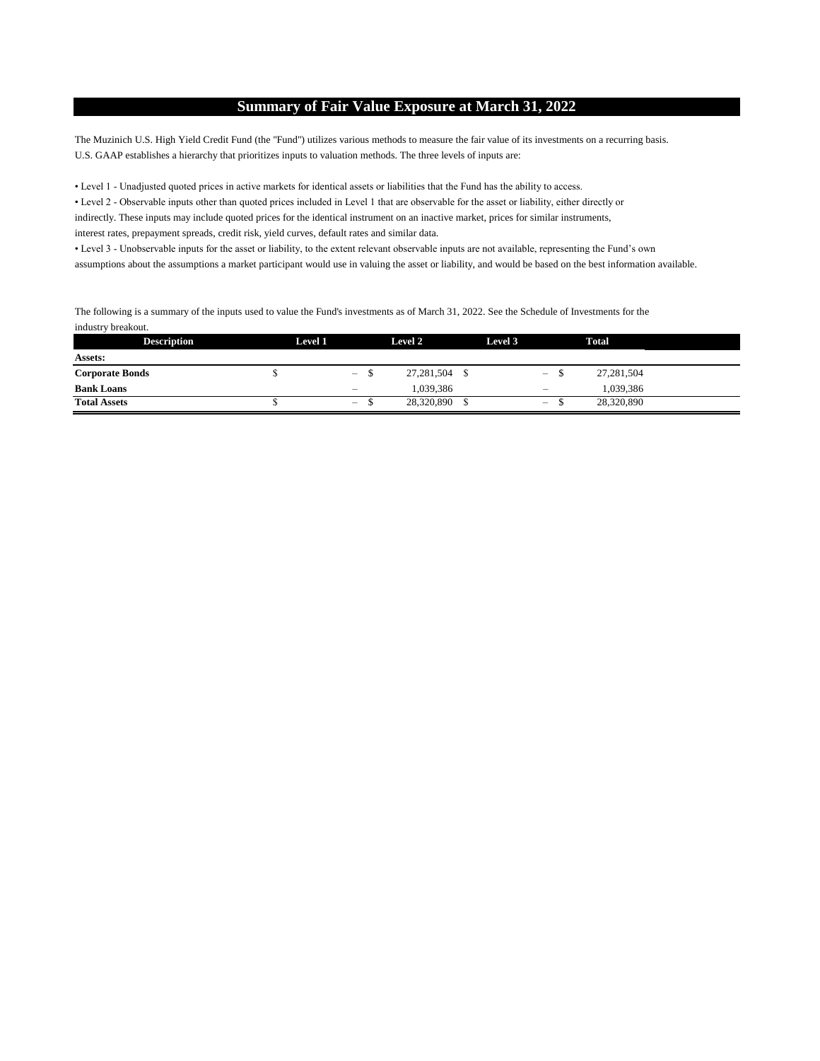## Summary of Fair Value Exposure at March 31, 2022

The Muzinich U.S. High Yield Credit Fund (the "Fund") utilizes various methods to measure the fair value of its investments on a recurring basis. U.S. GAAP establishes a hierarchy that prioritizes inputs to valuation methods. The three levels of inputs are:

• Level 1 - Unadjusted quoted prices in active markets for identical assets or liabilities that the Fund has the ability to access.
• Level 2 - Observable inputs other than quoted prices included in Level 1 that are observable for the asset or liability, either directly or indirectly. These inputs may include quoted prices for the identical instrument on an inactive market, prices for similar instruments, interest rates, prepayment spreads, credit risk, yield curves, default rates and similar data.
• Level 3 - Unobservable inputs for the asset or liability, to the extent relevant observable inputs are not available, representing the Fund's own assumptions about the assumptions a market participant would use in valuing the asset or liability, and would be based on the best information available.

The following is a summary of the inputs used to value the Fund's investments as of March 31, 2022. See the Schedule of Investments for the industry breakout.

| Description | Level 1 | Level 2 | Level 3 | Total |
|---|---|---|---|---|
| **Assets:** | | | | |
| **Corporate Bonds** | $ – | $ 27,281,504 | $ – | $ 27,281,504 |
| **Bank Loans** | – | 1,039,386 | – | 1,039,386 |
| **Total Assets** | $ – | $ 28,320,890 | $ – | $ 28,320,890 |